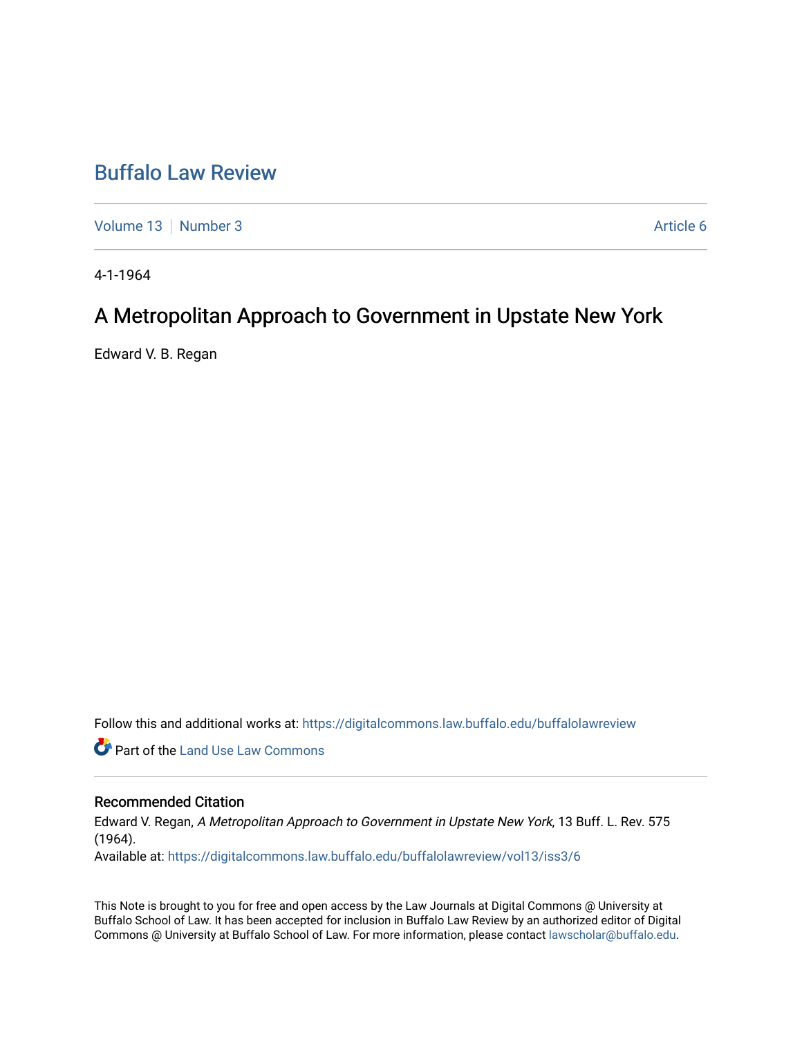# Buffalo Law Review

Volume 13 | Number 3 | Article 6

4-1-1964

## A Metropolitan Approach to Government in Upstate New York

Edward V. B. Regan

Follow this and additional works at: https://digitalcommons.law.buffalo.edu/buffalolawreview

Part of the Land Use Law Commons

### Recommended Citation

Edward V. Regan, *A Metropolitan Approach to Government in Upstate New York*, 13 Buff. L. Rev. 575 (1964).
Available at: https://digitalcommons.law.buffalo.edu/buffalolawreview/vol13/iss3/6

This Note is brought to you for free and open access by the Law Journals at Digital Commons @ University at Buffalo School of Law. It has been accepted for inclusion in Buffalo Law Review by an authorized editor of Digital Commons @ University at Buffalo School of Law. For more information, please contact lawscholar@buffalo.edu.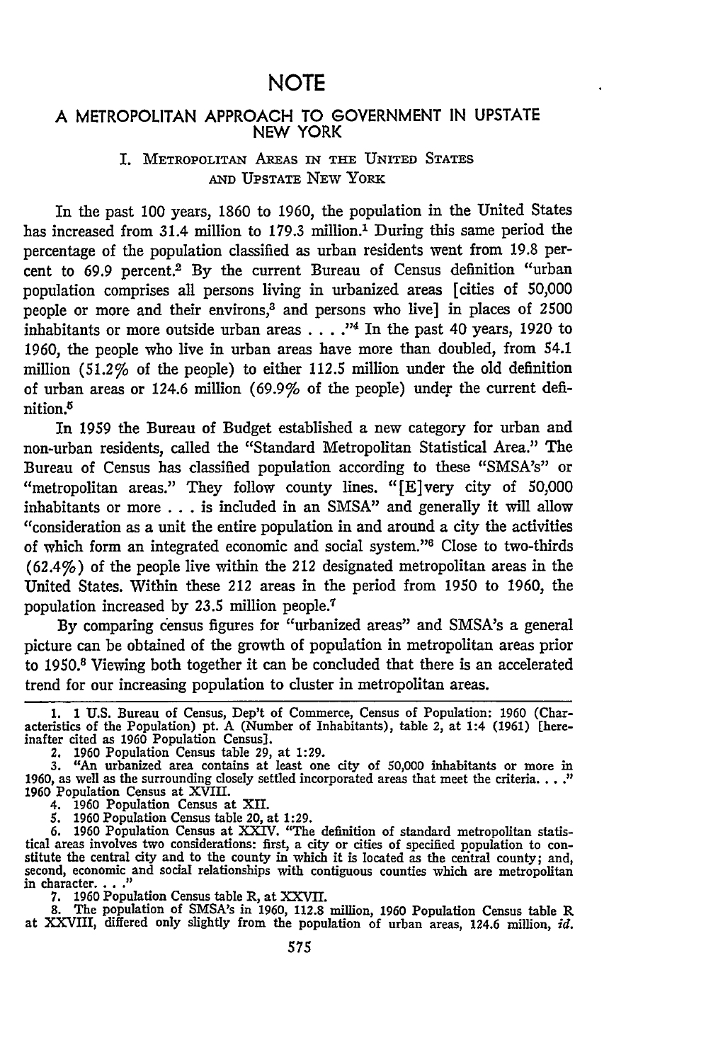# NOTE

## A METROPOLITAN APPROACH TO GOVERNMENT IN UPSTATE NEW YORK

### I. METROPOLITAN AREAS IN THE UNITED STATES AND UPSTATE NEW YORK

In the past 100 years, 1860 to 1960, the population in the United States has increased from 31.4 million to 179.3 million.[1] During this same period the percentage of the population classified as urban residents went from 19.8 percent to 69.9 percent.[2] By the current Bureau of Census definition "urban population comprises all persons living in urbanized areas [cities of 50,000 people or more and their environs,[3] and persons who live] in places of 2500 inhabitants or more outside urban areas . . . ."[4] In the past 40 years, 1920 to 1960, the people who live in urban areas have more than doubled, from 54.1 million (51.2% of the people) to either 112.5 million under the old definition of urban areas or 124.6 million (69.9% of the people) under the current definition.[5]

In 1959 the Bureau of Budget established a new category for urban and non-urban residents, called the "Standard Metropolitan Statistical Area." The Bureau of Census has classified population according to these "SMSA's" or "metropolitan areas." They follow county lines. "[E]very city of 50,000 inhabitants or more . . . is included in an SMSA" and generally it will allow "consideration as a unit the entire population in and around a city the activities of which form an integrated economic and social system."[6] Close to two-thirds (62.4%) of the people live within the 212 designated metropolitan areas in the United States. Within these 212 areas in the period from 1950 to 1960, the population increased by 23.5 million people.[7]

By comparing census figures for "urbanized areas" and SMSA's a general picture can be obtained of the growth of population in metropolitan areas prior to 1950.[8] Viewing both together it can be concluded that there is an accelerated trend for our increasing population to cluster in metropolitan areas.

---

1. 1 U.S. Bureau of Census, Dep't of Commerce, Census of Population: 1960 (Characteristics of the Population) pt. A (Number of Inhabitants), table 2, at 1:4 (1961) [hereinafter cited as 1960 Population Census].

2. 1960 Population Census table 29, at 1:29.

3. "An urbanized area contains at least one city of 50,000 inhabitants or more in 1960, as well as the surrounding closely settled incorporated areas that meet the criteria. . . ." 1960 Population Census at XVIII.

4. 1960 Population Census at XII.

5. 1960 Population Census table 20, at 1:29.

6. 1960 Population Census at XXIV. "The definition of standard metropolitan statistical areas involves two considerations: first, a city or cities of specified population to constitute the central city and to the county in which it is located as the central county; and, second, economic and social relationships with contiguous counties which are metropolitan in character. . . ."

7. 1960 Population Census table R, at XXVII.

8. The population of SMSA's in 1960, 112.8 million, 1960 Population Census table R at XXVIII, differed only slightly from the population of urban areas, 124.6 million, *id.*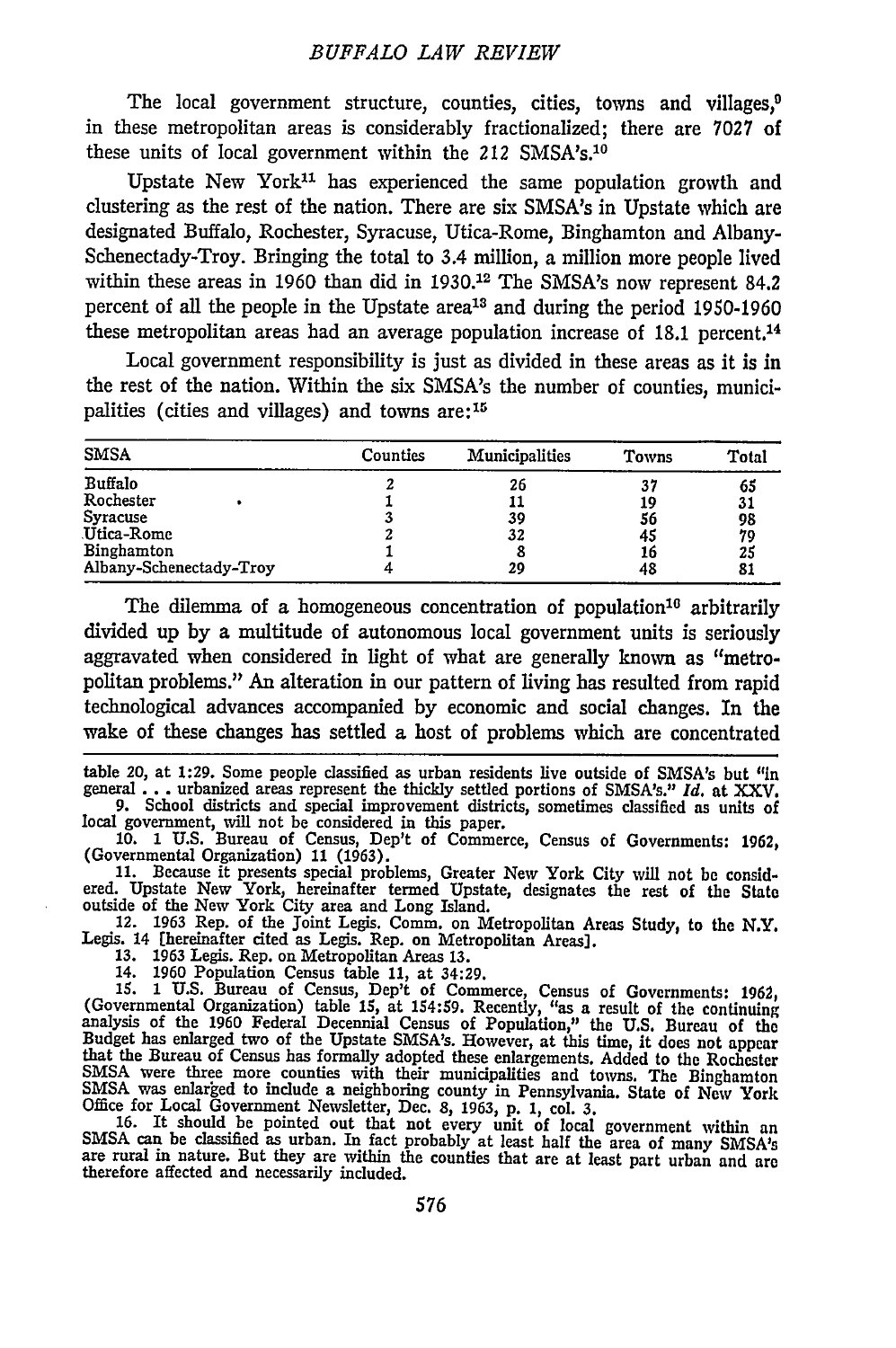The local government structure, counties, cities, towns and villages,[9] in these metropolitan areas is considerably fractionalized; there are 7027 of these units of local government within the 212 SMSA's.[10]

Upstate New York[11] has experienced the same population growth and clustering as the rest of the nation. There are six SMSA's in Upstate which are designated Buffalo, Rochester, Syracuse, Utica-Rome, Binghamton and Albany-Schenectady-Troy. Bringing the total to 3.4 million, a million more people lived within these areas in 1960 than did in 1930.[12] The SMSA's now represent 84.2 percent of all the people in the Upstate area[13] and during the period 1950-1960 these metropolitan areas had an average population increase of 18.1 percent.[14]

Local government responsibility is just as divided in these areas as it is in the rest of the nation. Within the six SMSA's the number of counties, municipalities (cities and villages) and towns are:[15]

| SMSA | Counties | Municipalities | Towns | Total |
|---|---|---|---|---|
| Buffalo | 2 | 26 | 37 | 65 |
| Rochester | 1 | 11 | 19 | 31 |
| Syracuse | 3 | 39 | 56 | 98 |
| Utica-Rome | 2 | 32 | 45 | 79 |
| Binghamton | 1 | 8 | 16 | 25 |
| Albany-Schenectady-Troy | 4 | 29 | 48 | 81 |

The dilemma of a homogeneous concentration of population[16] arbitrarily divided up by a multitude of autonomous local government units is seriously aggravated when considered in light of what are generally known as "metropolitan problems." An alteration in our pattern of living has resulted from rapid technological advances accompanied by economic and social changes. In the wake of these changes has settled a host of problems which are concentrated

table 20, at 1:29. Some people classified as urban residents live outside of SMSA's but "in general . . . urbanized areas represent the thickly settled portions of SMSA's." *Id.* at XXV.

9. School districts and special improvement districts, sometimes classified as units of local government, will not be considered in this paper.

10. 1 U.S. Bureau of Census, Dep't of Commerce, Census of Governments: 1962, (Governmental Organization) 11 (1963).

11. Because it presents special problems, Greater New York City will not be considered. Upstate New York, hereinafter termed Upstate, designates the rest of the State outside of the New York City area and Long Island.

12. 1963 Rep. of the Joint Legis. Comm. on Metropolitan Areas Study, to the N.Y. Legis. 14 [hereinafter cited as Legis. Rep. on Metropolitan Areas].

13. 1963 Legis. Rep. on Metropolitan Areas 13.

14. 1960 Population Census table 11, at 34:29.

15. 1 U.S. Bureau of Census, Dep't of Commerce, Census of Governments: 1962, (Governmental Organization) table 15, at 154:59. Recently, "as a result of the continuing analysis of the 1960 Federal Decennial Census of Population," the U.S. Bureau of the Budget has enlarged two of the Upstate SMSA's. However, at this time, it does not appear that the Bureau of Census has formally adopted these enlargements. Added to the Rochester SMSA were three more counties with their municipalities and towns. The Binghamton SMSA was enlarged to include a neighboring county in Pennsylvania. State of New York Office for Local Government Newsletter, Dec. 8, 1963, p. 1, col. 3.

16. It should be pointed out that not every unit of local government within an SMSA can be classified as urban. In fact probably at least half the area of many SMSA's are rural in nature. But they are within the counties that are at least part urban and are therefore affected and necessarily included.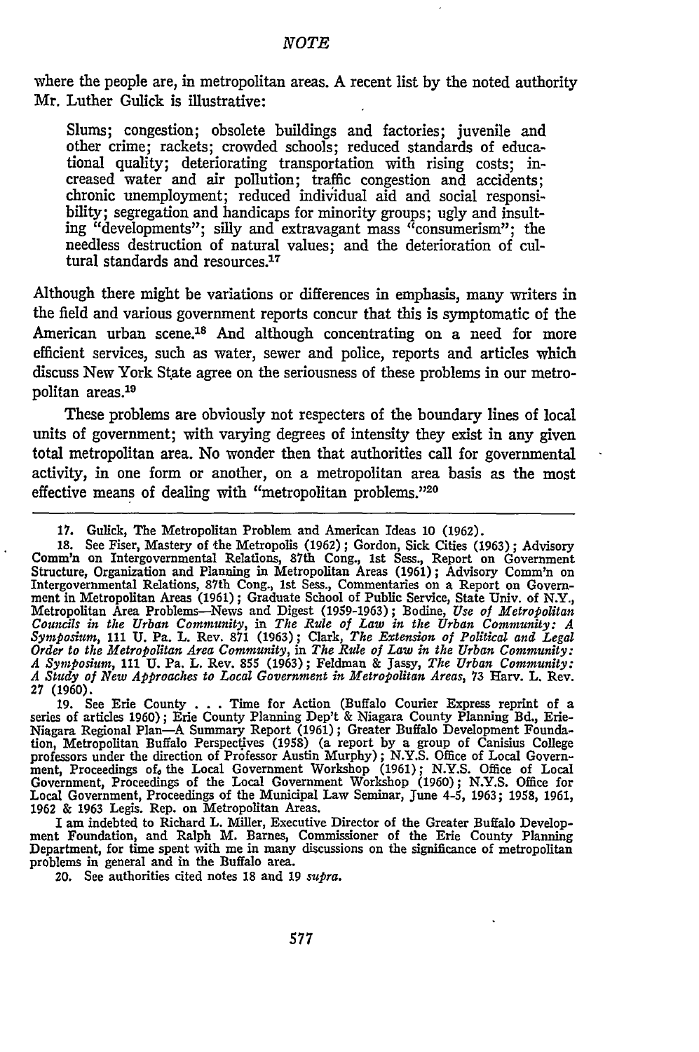where the people are, in metropolitan areas. A recent list by the noted authority Mr. Luther Gulick is illustrative:

> Slums; congestion; obsolete buildings and factories; juvenile and other crime; rackets; crowded schools; reduced standards of educational quality; deteriorating transportation with rising costs; increased water and air pollution; traffic congestion and accidents; chronic unemployment; reduced individual aid and social responsibility; segregation and handicaps for minority groups; ugly and insulting "developments"; silly and extravagant mass "consumerism"; the needless destruction of natural values; and the deterioration of cultural standards and resources.[17]

Although there might be variations or differences in emphasis, many writers in the field and various government reports concur that this is symptomatic of the American urban scene.[18] And although concentrating on a need for more efficient services, such as water, sewer and police, reports and articles which discuss New York State agree on the seriousness of these problems in our metropolitan areas.[19]

These problems are obviously not respecters of the boundary lines of local units of government; with varying degrees of intensity they exist in any given total metropolitan area. No wonder then that authorities call for governmental activity, in one form or another, on a metropolitan area basis as the most effective means of dealing with "metropolitan problems."[20]

---

17. Gulick, The Metropolitan Problem and American Ideas 10 (1962).

18. See Fiser, Mastery of the Metropolis (1962); Gordon, Sick Cities (1963); Advisory Comm'n on Intergovernmental Relations, 87th Cong., 1st Sess., Report on Government Structure, Organization and Planning in Metropolitan Areas (1961); Advisory Comm'n on Intergovernmental Relations, 87th Cong., 1st Sess., Commentaries on a Report on Government in Metropolitan Areas (1961); Graduate School of Public Service, State Univ. of N.Y., Metropolitan Area Problems—News and Digest (1959-1963); Bodine, *Use of Metropolitan Councils in the Urban Community*, in *The Rule of Law in the Urban Community: A Symposium*, 111 U. Pa. L. Rev. 871 (1963); Clark, *The Extension of Political and Legal Order to the Metropolitan Area Community*, in *The Rule of Law in the Urban Community: A Symposium*, 111 U. Pa. L. Rev. 855 (1963); Feldman & Jassy, *The Urban Community: A Study of New Approaches to Local Government in Metropolitan Areas*, 73 Harv. L. Rev. 27 (1960).

19. See Erie County . . . Time for Action (Buffalo Courier Express reprint of a series of articles 1960); Erie County Planning Dep't & Niagara County Planning Bd., Erie-Niagara Regional Plan—A Summary Report (1961); Greater Buffalo Development Foundation, Metropolitan Buffalo Perspectives (1958) (a report by a group of Canisius College professors under the direction of Professor Austin Murphy); N.Y.S. Office of Local Government, Proceedings of the Local Government Workshop (1961); N.Y.S. Office of Local Government, Proceedings of the Local Government Workshop (1960); N.Y.S. Office for Local Government, Proceedings of the Municipal Law Seminar, June 4-5, 1963; 1958, 1961, 1962 & 1963 Legis. Rep. on Metropolitan Areas.

I am indebted to Richard L. Miller, Executive Director of the Greater Buffalo Development Foundation, and Ralph M. Barnes, Commissioner of the Erie County Planning Department, for time spent with me in many discussions on the significance of metropolitan problems in general and in the Buffalo area.

20. See authorities cited notes 18 and 19 *supra*.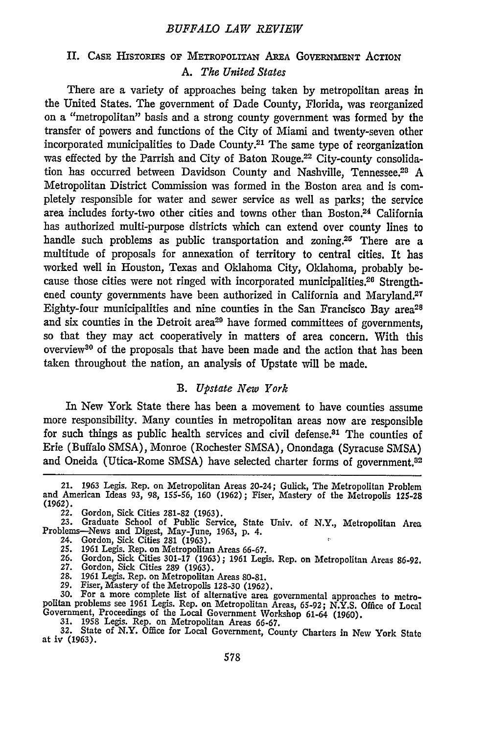## II. CASE HISTORIES OF METROPOLITAN AREA GOVERNMENT ACTION

### A. *The United States*

There are a variety of approaches being taken by metropolitan areas in the United States. The government of Dade County, Florida, was reorganized on a "metropolitan" basis and a strong county government was formed by the transfer of powers and functions of the City of Miami and twenty-seven other incorporated municipalities to Dade County.[21] The same type of reorganization was effected by the Parrish and City of Baton Rouge.[22] City-county consolidation has occurred between Davidson County and Nashville, Tennessee.[23] A Metropolitan District Commission was formed in the Boston area and is completely responsible for water and sewer service as well as parks; the service area includes forty-two other cities and towns other than Boston.[24] California has authorized multi-purpose districts which can extend over county lines to handle such problems as public transportation and zoning.[25] There are a multitude of proposals for annexation of territory to central cities. It has worked well in Houston, Texas and Oklahoma City, Oklahoma, probably because those cities were not ringed with incorporated municipalities.[26] Strengthened county governments have been authorized in California and Maryland.[27] Eighty-four municipalities and nine counties in the San Francisco Bay area[28] and six counties in the Detroit area[29] have formed committees of governments, so that they may act cooperatively in matters of area concern. With this overview[30] of the proposals that have been made and the action that has been taken throughout the nation, an analysis of Upstate will be made.

### B. *Upstate New York*

In New York State there has been a movement to have counties assume more responsibility. Many counties in metropolitan areas now are responsible for such things as public health services and civil defense.[31] The counties of Erie (Buffalo SMSA), Monroe (Rochester SMSA), Onondaga (Syracuse SMSA) and Oneida (Utica-Rome SMSA) have selected charter forms of government.[32]

---

21. 1963 Legis. Rep. on Metropolitan Areas 20-24; Gulick, The Metropolitan Problem and American Ideas 93, 98, 155-56, 160 (1962); Fiser, Mastery of the Metropolis 125-28 (1962).
22. Gordon, Sick Cities 281-82 (1963).
23. Graduate School of Public Service, State Univ. of N.Y., Metropolitan Area Problems—News and Digest, May-June, 1963, p. 4.
24. Gordon, Sick Cities 281 (1963).
25. 1961 Legis. Rep. on Metropolitan Areas 66-67.
26. Gordon, Sick Cities 301-17 (1963); 1961 Legis. Rep. on Metropolitan Areas 86-92.
27. Gordon, Sick Cities 289 (1963).
28. 1961 Legis. Rep. on Metropolitan Areas 80-81.
29. Fiser, Mastery of the Metropolis 128-30 (1962).
30. For a more complete list of alternative area governmental approaches to metropolitan problems see 1961 Legis. Rep. on Metropolitan Areas, 65-92; N.Y.S. Office of Local Government, Proceedings of the Local Government Workshop 61-64 (1960).
31. 1958 Legis. Rep. on Metropolitan Areas 66-67.
32. State of N.Y. Office for Local Government, County Charters in New York State at iv (1963).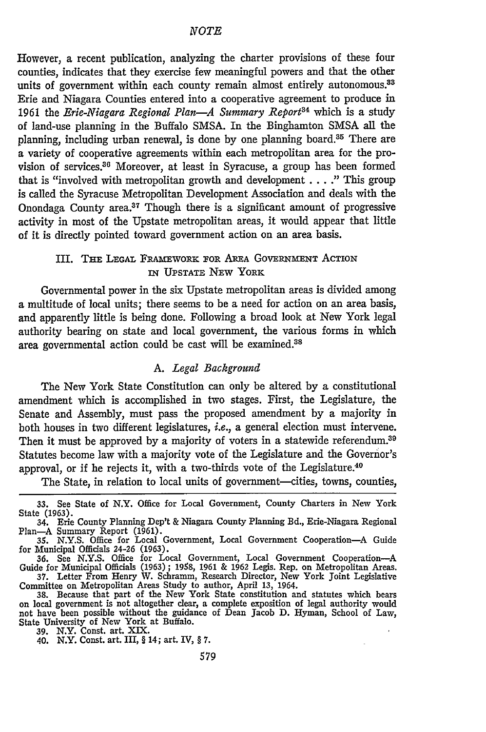However, a recent publication, analyzing the charter provisions of these four counties, indicates that they exercise few meaningful powers and that the other units of government within each county remain almost entirely autonomous.[33] Erie and Niagara Counties entered into a cooperative agreement to produce in 1961 the *Erie-Niagara Regional Plan—A Summary Report*[34] which is a study of land-use planning in the Buffalo SMSA. In the Binghamton SMSA all the planning, including urban renewal, is done by one planning board.[35] There are a variety of cooperative agreements within each metropolitan area for the provision of services.[36] Moreover, at least in Syracuse, a group has been formed that is "involved with metropolitan growth and development . . . ." This group is called the Syracuse Metropolitan Development Association and deals with the Onondaga County area.[37] Though there is a significant amount of progressive activity in most of the Upstate metropolitan areas, it would appear that little of it is directly pointed toward government action on an area basis.

## III. The Legal Framework for Area Government Action in Upstate New York

Governmental power in the six Upstate metropolitan areas is divided among a multitude of local units; there seems to be a need for action on an area basis, and apparently little is being done. Following a broad look at New York legal authority bearing on state and local government, the various forms in which area governmental action could be cast will be examined.[38]

### A. *Legal Background*

The New York State Constitution can only be altered by a constitutional amendment which is accomplished in two stages. First, the Legislature, the Senate and Assembly, must pass the proposed amendment by a majority in both houses in two different legislatures, *i.e.*, a general election must intervene. Then it must be approved by a majority of voters in a statewide referendum.[39] Statutes become law with a majority vote of the Legislature and the Governor's approval, or if he rejects it, with a two-thirds vote of the Legislature.[40]

The State, in relation to local units of government—cities, towns, counties,

---

33. See State of N.Y. Office for Local Government, County Charters in New York State (1963).

34. Erie County Planning Dep't & Niagara County Planning Bd., Erie-Niagara Regional Plan—A Summary Report (1961).

35. N.Y.S. Office for Local Government, Local Government Cooperation—A Guide for Municipal Officials 24-26 (1963).

36. See N.Y.S. Office for Local Government, Local Government Cooperation—A Guide for Municipal Officials (1963); 1958, 1961 & 1962 Legis. Rep. on Metropolitan Areas.

37. Letter From Henry W. Schramm, Research Director, New York Joint Legislative Committee on Metropolitan Areas Study to author, April 13, 1964.

38. Because that part of the New York State constitution and statutes which bears on local government is not altogether clear, a complete exposition of legal authority would not have been possible without the guidance of Dean Jacob D. Hyman, School of Law, State University of New York at Buffalo.

39. N.Y. Const. art. XIX.

40. N.Y. Const. art. III, § 14; art. IV, § 7.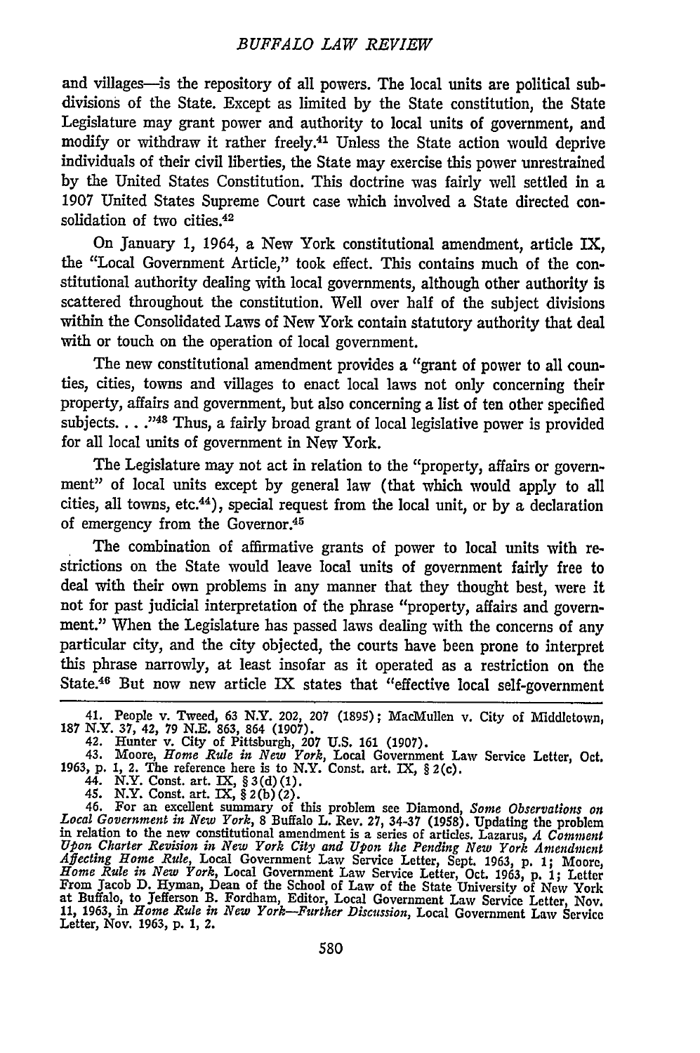and villages—is the repository of all powers. The local units are political subdivisions of the State. Except as limited by the State constitution, the State Legislature may grant power and authority to local units of government, and modify or withdraw it rather freely.[41] Unless the State action would deprive individuals of their civil liberties, the State may exercise this power unrestrained by the United States Constitution. This doctrine was fairly well settled in a 1907 United States Supreme Court case which involved a State directed consolidation of two cities.[42]

On January 1, 1964, a New York constitutional amendment, article IX, the "Local Government Article," took effect. This contains much of the constitutional authority dealing with local governments, although other authority is scattered throughout the constitution. Well over half of the subject divisions within the Consolidated Laws of New York contain statutory authority that deal with or touch on the operation of local government.

The new constitutional amendment provides a "grant of power to all counties, cities, towns and villages to enact local laws not only concerning their property, affairs and government, but also concerning a list of ten other specified subjects. . . ."[43] Thus, a fairly broad grant of local legislative power is provided for all local units of government in New York.

The Legislature may not act in relation to the "property, affairs or government" of local units except by general law (that which would apply to all cities, all towns, etc.[44]), special request from the local unit, or by a declaration of emergency from the Governor.[45]

The combination of affirmative grants of power to local units with restrictions on the State would leave local units of government fairly free to deal with their own problems in any manner that they thought best, were it not for past judicial interpretation of the phrase "property, affairs and government." When the Legislature has passed laws dealing with the concerns of any particular city, and the city objected, the courts have been prone to interpret this phrase narrowly, at least insofar as it operated as a restriction on the State.[46] But now new article IX states that "effective local self-government

---

41. People v. Tweed, 63 N.Y. 202, 207 (1895); MacMullen v. City of Middletown, 187 N.Y. 37, 42, 79 N.E. 863, 864 (1907).

42. Hunter v. City of Pittsburgh, 207 U.S. 161 (1907).

43. Moore, *Home Rule in New York*, Local Government Law Service Letter, Oct. 1963, p. 1, 2. The reference here is to N.Y. Const. art. IX, § 2(c).

44. N.Y. Const. art. IX, § 3(d)(1).

45. N.Y. Const. art. IX, § 2(b)(2).

46. For an excellent summary of this problem see Diamond, *Some Observations on Local Government in New York*, 8 Buffalo L. Rev. 27, 34-37 (1958). Updating the problem in relation to the new constitutional amendment is a series of articles. Lazarus, *A Comment Upon Charter Revision in New York City and Upon the Pending New York Amendment Affecting Home Rule*, Local Government Law Service Letter, Sept. 1963, p. 1; Moore, *Home Rule in New York*, Local Government Law Service Letter, Oct. 1963, p. 1; Letter From Jacob D. Hyman, Dean of the School of Law of the State University of New York at Buffalo, to Jefferson B. Fordham, Editor, Local Government Law Service Letter, Nov. 11, 1963, in *Home Rule in New York—Further Discussion*, Local Government Law Service Letter, Nov. 1963, p. 1, 2.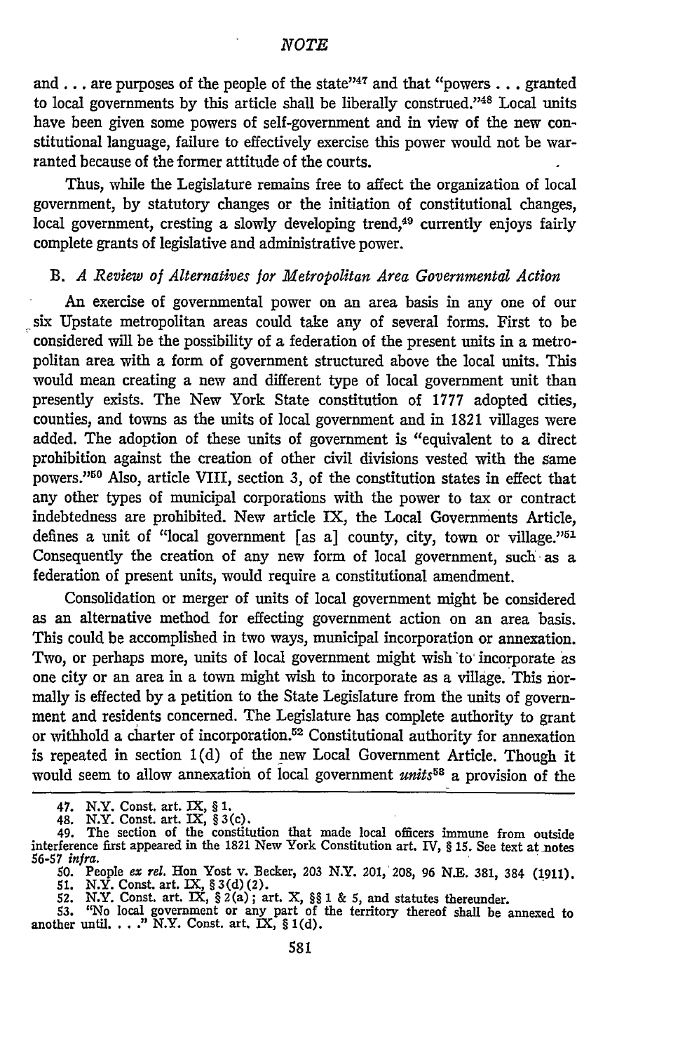and . . . are purposes of the people of the state"[47] and that "powers . . . granted to local governments by this article shall be liberally construed."[48] Local units have been given some powers of self-government and in view of the new constitutional language, failure to effectively exercise this power would not be warranted because of the former attitude of the courts.

Thus, while the Legislature remains free to affect the organization of local government, by statutory changes or the initiation of constitutional changes, local government, cresting a slowly developing trend,[49] currently enjoys fairly complete grants of legislative and administrative power.

### B. *A Review of Alternatives for Metropolitan Area Governmental Action*

An exercise of governmental power on an area basis in any one of our six Upstate metropolitan areas could take any of several forms. First to be considered will be the possibility of a federation of the present units in a metropolitan area with a form of government structured above the local units. This would mean creating a new and different type of local government unit than presently exists. The New York State constitution of 1777 adopted cities, counties, and towns as the units of local government and in 1821 villages were added. The adoption of these units of government is "equivalent to a direct prohibition against the creation of other civil divisions vested with the same powers."[50] Also, article VIII, section 3, of the constitution states in effect that any other types of municipal corporations with the power to tax or contract indebtedness are prohibited. New article IX, the Local Governments Article, defines a unit of "local government [as a] county, city, town or village."[51] Consequently the creation of any new form of local government, such as a federation of present units, would require a constitutional amendment.

Consolidation or merger of units of local government might be considered as an alternative method for effecting government action on an area basis. This could be accomplished in two ways, municipal incorporation or annexation. Two, or perhaps more, units of local government might wish to incorporate as one city or an area in a town might wish to incorporate as a village. This normally is effected by a petition to the State Legislature from the units of government and residents concerned. The Legislature has complete authority to grant or withhold a charter of incorporation.[52] Constitutional authority for annexation is repeated in section 1(d) of the new Local Government Article. Though it would seem to allow annexation of local government *units*[53] a provision of the

---

47. N.Y. Const. art. IX, § 1.

48. N.Y. Const. art. IX, § 3(c).

49. The section of the constitution that made local officers immune from outside interference first appeared in the 1821 New York Constitution art. IV, § 15. See text at notes 56-57 *infra*.

50. People *ex rel.* Hon Yost v. Becker, 203 N.Y. 201, 208, 96 N.E. 381, 384 (1911).

51. N.Y. Const. art. IX, § 3(d)(2).

52. N.Y. Const. art. IX, § 2(a); art. X, §§ 1 & 5, and statutes thereunder.

53. "No local government or any part of the territory thereof shall be annexed to another until. . . ." N.Y. Const. art. IX, § 1(d).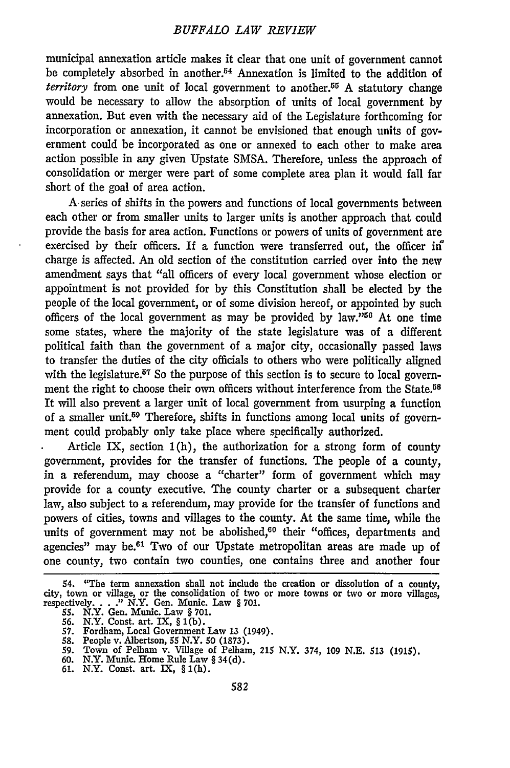municipal annexation article makes it clear that one unit of government cannot be completely absorbed in another.[54] Annexation is limited to the addition of *territory* from one unit of local government to another.[55] A statutory change would be necessary to allow the absorption of units of local government by annexation. But even with the necessary aid of the Legislature forthcoming for incorporation or annexation, it cannot be envisioned that enough units of government could be incorporated as one or annexed to each other to make area action possible in any given Upstate SMSA. Therefore, unless the approach of consolidation or merger were part of some complete area plan it would fall far short of the goal of area action.

A series of shifts in the powers and functions of local governments between each other or from smaller units to larger units is another approach that could provide the basis for area action. Functions or powers of units of government are exercised by their officers. If a function were transferred out, the officer in charge is affected. An old section of the constitution carried over into the new amendment says that "all officers of every local government whose election or appointment is not provided for by this Constitution shall be elected by the people of the local government, or of some division hereof, or appointed by such officers of the local government as may be provided by law."[56] At one time some states, where the majority of the state legislature was of a different political faith than the government of a major city, occasionally passed laws to transfer the duties of the city officials to others who were politically aligned with the legislature.[57] So the purpose of this section is to secure to local government the right to choose their own officers without interference from the State.[58] It will also prevent a larger unit of local government from usurping a function of a smaller unit.[59] Therefore, shifts in functions among local units of government could probably only take place where specifically authorized.

Article IX, section 1(h), the authorization for a strong form of county government, provides for the transfer of functions. The people of a county, in a referendum, may choose a "charter" form of government which may provide for a county executive. The county charter or a subsequent charter law, also subject to a referendum, may provide for the transfer of functions and powers of cities, towns and villages to the county. At the same time, while the units of government may not be abolished,[60] their "offices, departments and agencies" may be.[61] Two of our Upstate metropolitan areas are made up of one county, two contain two counties, one contains three and another four

54. "The term annexation shall not include the creation or dissolution of a county, city, town or village, or the consolidation of two or more towns or two or more villages, respectively. . . ." N.Y. Gen. Munic. Law § 701.
55. N.Y. Gen. Munic. Law § 701.
56. N.Y. Const. art. IX, § 1(b).
57. Fordham, Local Government Law 13 (1949).
58. People v. Albertson, 55 N.Y. 50 (1873).
59. Town of Pelham v. Village of Pelham, 215 N.Y. 374, 109 N.E. 513 (1915).
60. N.Y. Munic. Home Rule Law § 34(d).
61. N.Y. Const. art. IX, § 1(h).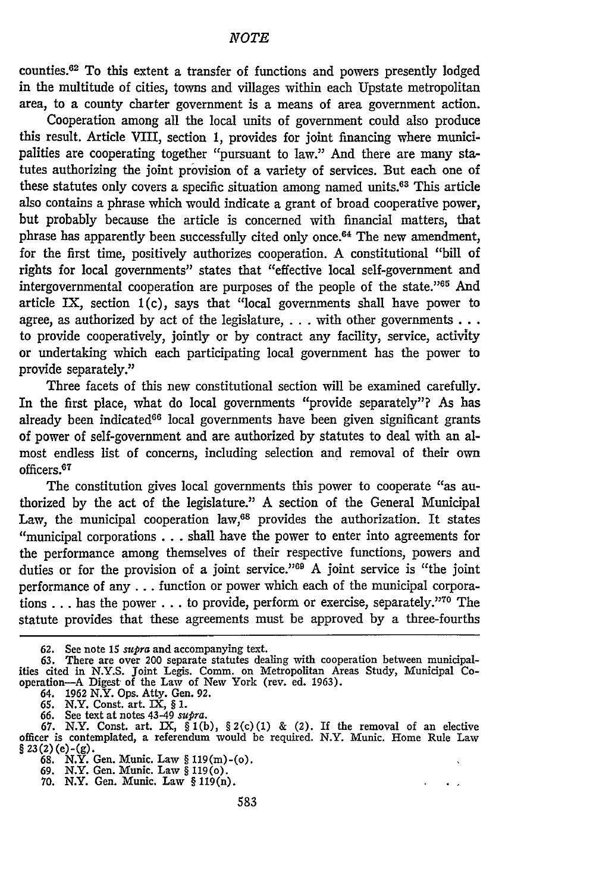counties.[62] To this extent a transfer of functions and powers presently lodged in the multitude of cities, towns and villages within each Upstate metropolitan area, to a county charter government is a means of area government action.

Cooperation among all the local units of government could also produce this result. Article VIII, section 1, provides for joint financing where municipalities are cooperating together "pursuant to law." And there are many statutes authorizing the joint provision of a variety of services. But each one of these statutes only covers a specific situation among named units.[63] This article also contains a phrase which would indicate a grant of broad cooperative power, but probably because the article is concerned with financial matters, that phrase has apparently been successfully cited only once.[64] The new amendment, for the first time, positively authorizes cooperation. A constitutional "bill of rights for local governments" states that "effective local self-government and intergovernmental cooperation are purposes of the people of the state."[65] And article IX, section 1(c), says that "local governments shall have power to agree, as authorized by act of the legislature, . . . with other governments . . . to provide cooperatively, jointly or by contract any facility, service, activity or undertaking which each participating local government has the power to provide separately."

Three facets of this new constitutional section will be examined carefully. In the first place, what do local governments "provide separately"? As has already been indicated[66] local governments have been given significant grants of power of self-government and are authorized by statutes to deal with an almost endless list of concerns, including selection and removal of their own officers.[67]

The constitution gives local governments this power to cooperate "as authorized by the act of the legislature." A section of the General Municipal Law, the municipal cooperation law,[68] provides the authorization. It states "municipal corporations . . . shall have the power to enter into agreements for the performance among themselves of their respective functions, powers and duties or for the provision of a joint service."[69] A joint service is "the joint performance of any . . . function or power which each of the municipal corporations . . . has the power . . . to provide, perform or exercise, separately."[70] The statute provides that these agreements must be approved by a three-fourths

---

62. See note 15 *supra* and accompanying text.

63. There are over 200 separate statutes dealing with cooperation between municipalities cited in N.Y.S. Joint Legis. Comm. on Metropolitan Areas Study, Municipal Cooperation—A Digest of the Law of New York (rev. ed. 1963).

64. 1962 N.Y. Ops. Atty. Gen. 92.

65. N.Y. Const. art. IX, § 1.

66. See text at notes 43-49 *supra*.

67. N.Y. Const. art. IX, § 1(b), § 2(c)(1) & (2). If the removal of an elective officer is contemplated, a referendum would be required. N.Y. Munic. Home Rule Law § 23(2)(e)-(g).

68. N.Y. Gen. Munic. Law § 119(m)-(o).

69. N.Y. Gen. Munic. Law § 119(o).

70. N.Y. Gen. Munic. Law § 119(n).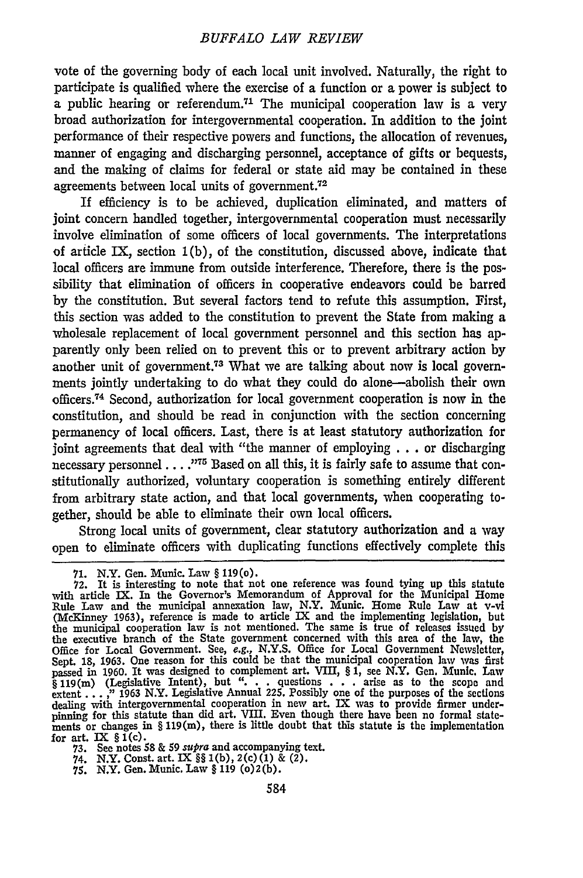vote of the governing body of each local unit involved. Naturally, the right to participate is qualified where the exercise of a function or a power is subject to a public hearing or referendum.[71] The municipal cooperation law is a very broad authorization for intergovernmental cooperation. In addition to the joint performance of their respective powers and functions, the allocation of revenues, manner of engaging and discharging personnel, acceptance of gifts or bequests, and the making of claims for federal or state aid may be contained in these agreements between local units of government.[72]

If efficiency is to be achieved, duplication eliminated, and matters of joint concern handled together, intergovernmental cooperation must necessarily involve elimination of some officers of local governments. The interpretations of article IX, section 1(b), of the constitution, discussed above, indicate that local officers are immune from outside interference. Therefore, there is the possibility that elimination of officers in cooperative endeavors could be barred by the constitution. But several factors tend to refute this assumption. First, this section was added to the constitution to prevent the State from making a wholesale replacement of local government personnel and this section has apparently only been relied on to prevent this or to prevent arbitrary action by another unit of government.[73] What we are talking about now is local governments jointly undertaking to do what they could do alone—abolish their own officers.[74] Second, authorization for local government cooperation is now in the constitution, and should be read in conjunction with the section concerning permanency of local officers. Last, there is at least statutory authorization for joint agreements that deal with "the manner of employing . . . or discharging necessary personnel . . . ."[75] Based on all this, it is fairly safe to assume that constitutionally authorized, voluntary cooperation is something entirely different from arbitrary state action, and that local governments, when cooperating together, should be able to eliminate their own local officers.

Strong local units of government, clear statutory authorization and a way open to eliminate officers with duplicating functions effectively complete this

---

71. N.Y. Gen. Munic. Law § 119(o).

72. It is interesting to note that not one reference was found tying up this statute with article IX. In the Governor's Memorandum of Approval for the Municipal Home Rule Law and the municipal annexation law, N.Y. Munic. Home Rule Law at v-vi (McKinney 1963), reference is made to article IX and the implementing legislation, but the municipal cooperation law is not mentioned. The same is true of releases issued by the executive branch of the State government concerned with this area of the law, the Office for Local Government. See, *e.g.*, N.Y.S. Office for Local Government Newsletter, Sept. 18, 1963. One reason for this could be that the municipal cooperation law was first passed in 1960. It was designed to complement art. VIII, § 1, see N.Y. Gen. Munic. Law § 119(m) (Legislative Intent), but ". . . questions . . . arise as to the scope and extent . . . ," 1963 N.Y. Legislative Annual 225. Possibly one of the purposes of the sections dealing with intergovernmental cooperation in new art. IX was to provide firmer underpinning for this statute than did art. VIII. Even though there have been no formal statements or changes in § 119(m), there is little doubt that this statute is the implementation for art. IX § 1(c).

73. See notes 58 & 59 *supra* and accompanying text.

74. N.Y. Const. art. IX §§ 1(b), 2(c)(1) & (2).

75. N.Y. Gen. Munic. Law § 119 (o)2(b).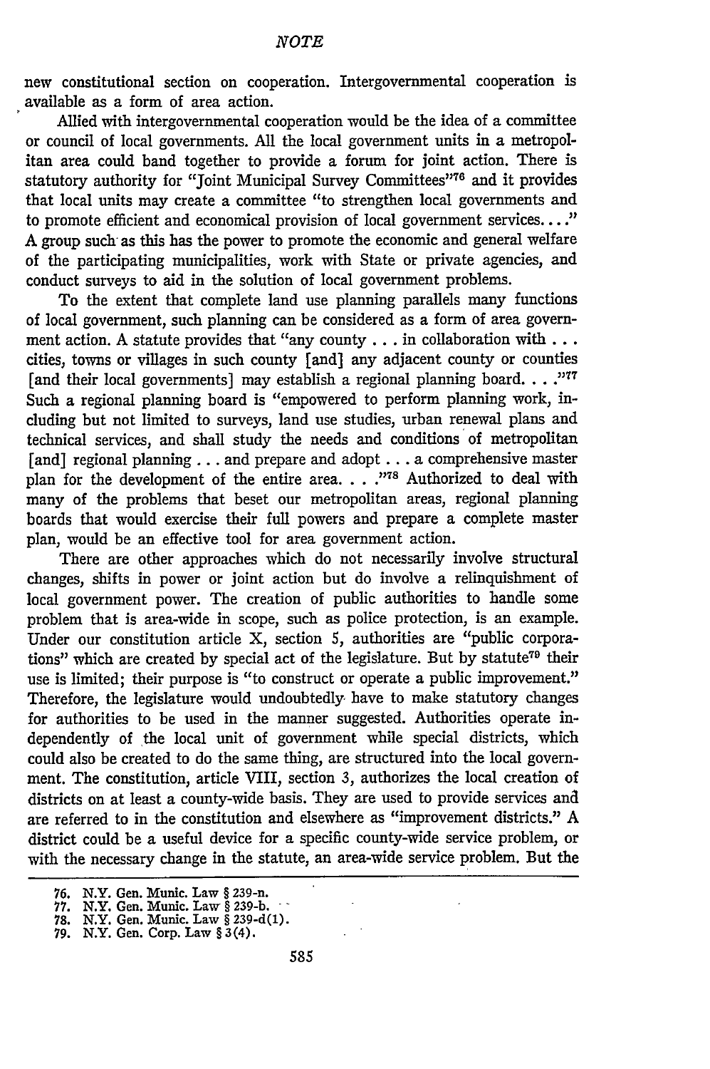new constitutional section on cooperation. Intergovernmental cooperation is available as a form of area action.

Allied with intergovernmental cooperation would be the idea of a committee or council of local governments. All the local government units in a metropolitan area could band together to provide a forum for joint action. There is statutory authority for "Joint Municipal Survey Committees"[76] and it provides that local units may create a committee "to strengthen local governments and to promote efficient and economical provision of local government services. . . ." A group such as this has the power to promote the economic and general welfare of the participating municipalities, work with State or private agencies, and conduct surveys to aid in the solution of local government problems.

To the extent that complete land use planning parallels many functions of local government, such planning can be considered as a form of area government action. A statute provides that "any county . . . in collaboration with . . . cities, towns or villages in such county [and] any adjacent county or counties [and their local governments] may establish a regional planning board. . . ."[77] Such a regional planning board is "empowered to perform planning work, including but not limited to surveys, land use studies, urban renewal plans and technical services, and shall study the needs and conditions of metropolitan [and] regional planning . . . and prepare and adopt . . . a comprehensive master plan for the development of the entire area. . . ."[78] Authorized to deal with many of the problems that beset our metropolitan areas, regional planning boards that would exercise their full powers and prepare a complete master plan, would be an effective tool for area government action.

There are other approaches which do not necessarily involve structural changes, shifts in power or joint action but do involve a relinquishment of local government power. The creation of public authorities to handle some problem that is area-wide in scope, such as police protection, is an example. Under our constitution article X, section 5, authorities are "public corporations" which are created by special act of the legislature. But by statute[79] their use is limited; their purpose is "to construct or operate a public improvement." Therefore, the legislature would undoubtedly have to make statutory changes for authorities to be used in the manner suggested. Authorities operate independently of the local unit of government while special districts, which could also be created to do the same thing, are structured into the local government. The constitution, article VIII, section 3, authorizes the local creation of districts on at least a county-wide basis. They are used to provide services and are referred to in the constitution and elsewhere as "improvement districts." A district could be a useful device for a specific county-wide service problem, or with the necessary change in the statute, an area-wide service problem. But the

76. N.Y. Gen. Munic. Law § 239-n.
77. N.Y. Gen. Munic. Law § 239-b.
78. N.Y. Gen. Munic. Law § 239-d(1).
79. N.Y. Gen. Corp. Law § 3(4).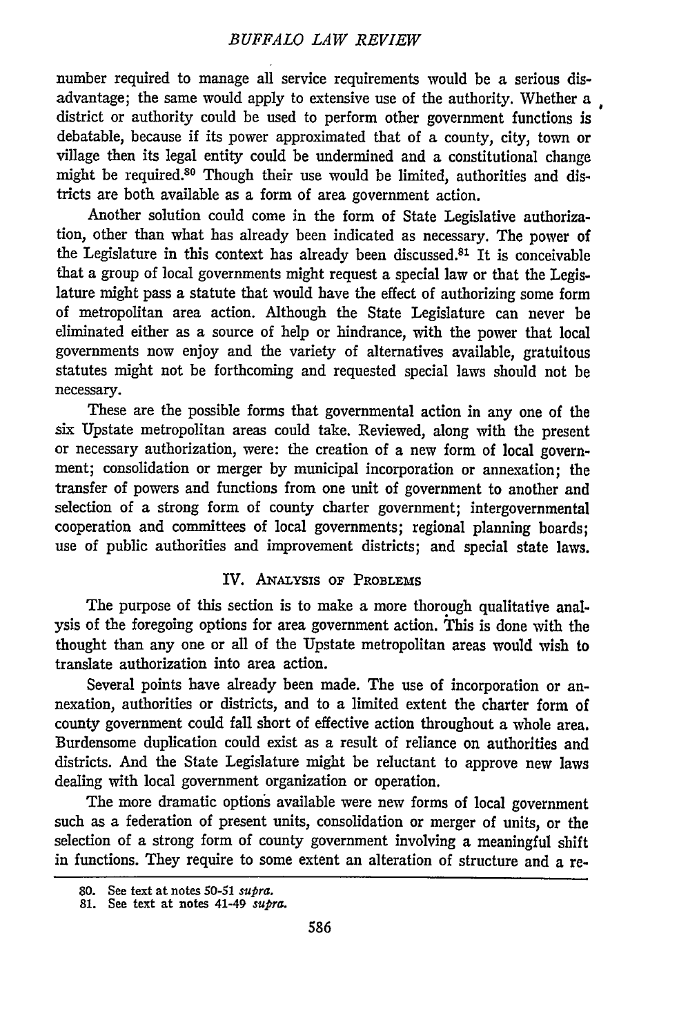number required to manage all service requirements would be a serious disadvantage; the same would apply to extensive use of the authority. Whether a district or authority could be used to perform other government functions is debatable, because if its power approximated that of a county, city, town or village then its legal entity could be undermined and a constitutional change might be required.[80] Though their use would be limited, authorities and districts are both available as a form of area government action.

Another solution could come in the form of State Legislative authorization, other than what has already been indicated as necessary. The power of the Legislature in this context has already been discussed.[81] It is conceivable that a group of local governments might request a special law or that the Legislature might pass a statute that would have the effect of authorizing some form of metropolitan area action. Although the State Legislature can never be eliminated either as a source of help or hindrance, with the power that local governments now enjoy and the variety of alternatives available, gratuitous statutes might not be forthcoming and requested special laws should not be necessary.

These are the possible forms that governmental action in any one of the six Upstate metropolitan areas could take. Reviewed, along with the present or necessary authorization, were: the creation of a new form of local government; consolidation or merger by municipal incorporation or annexation; the transfer of powers and functions from one unit of government to another and selection of a strong form of county charter government; intergovernmental cooperation and committees of local governments; regional planning boards; use of public authorities and improvement districts; and special state laws.

## IV. Analysis of Problems

The purpose of this section is to make a more thorough qualitative analysis of the foregoing options for area government action. This is done with the thought than any one or all of the Upstate metropolitan areas would wish to translate authorization into area action.

Several points have already been made. The use of incorporation or annexation, authorities or districts, and to a limited extent the charter form of county government could fall short of effective action throughout a whole area. Burdensome duplication could exist as a result of reliance on authorities and districts. And the State Legislature might be reluctant to approve new laws dealing with local government organization or operation.

The more dramatic options available were new forms of local government such as a federation of present units, consolidation or merger of units, or the selection of a strong form of county government involving a meaningful shift in functions. They require to some extent an alteration of structure and a re-

80. See text at notes 50-51 *supra*.

81. See text at notes 41-49 *supra*.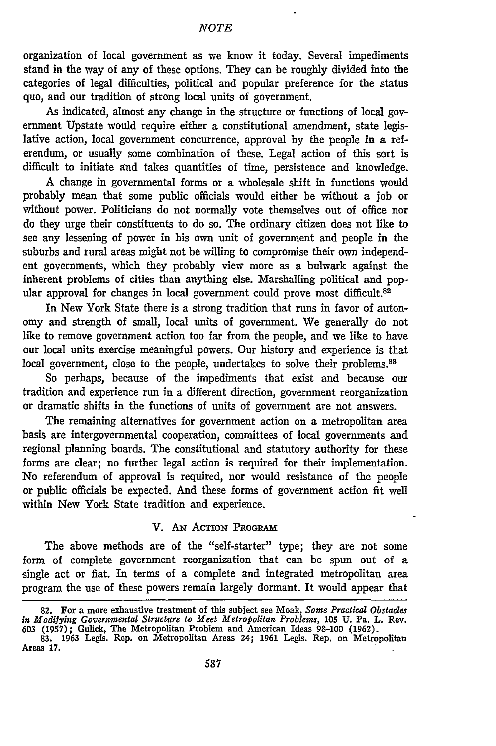organization of local government as we know it today. Several impediments stand in the way of any of these options. They can be roughly divided into the categories of legal difficulties, political and popular preference for the status quo, and our tradition of strong local units of government.

As indicated, almost any change in the structure or functions of local government Upstate would require either a constitutional amendment, state legislative action, local government concurrence, approval by the people in a referendum, or usually some combination of these. Legal action of this sort is difficult to initiate and takes quantities of time, persistence and knowledge.

A change in governmental forms or a wholesale shift in functions would probably mean that some public officials would either be without a job or without power. Politicians do not normally vote themselves out of office nor do they urge their constituents to do so. The ordinary citizen does not like to see any lessening of power in his own unit of government and people in the suburbs and rural areas might not be willing to compromise their own independent governments, which they probably view more as a bulwark against the inherent problems of cities than anything else. Marshalling political and popular approval for changes in local government could prove most difficult.[82]

In New York State there is a strong tradition that runs in favor of autonomy and strength of small, local units of government. We generally do not like to remove government action too far from the people, and we like to have our local units exercise meaningful powers. Our history and experience is that local government, close to the people, undertakes to solve their problems.[83]

So perhaps, because of the impediments that exist and because our tradition and experience run in a different direction, government reorganization or dramatic shifts in the functions of units of government are not answers.

The remaining alternatives for government action on a metropolitan area basis are intergovernmental cooperation, committees of local governments and regional planning boards. The constitutional and statutory authority for these forms are clear; no further legal action is required for their implementation. No referendum of approval is required, nor would resistance of the people or public officials be expected. And these forms of government action fit well within New York State tradition and experience.

## V. An Action Program

The above methods are of the "self-starter" type; they are not some form of complete government reorganization that can be spun out of a single act or fiat. In terms of a complete and integrated metropolitan area program the use of these powers remain largely dormant. It would appear that

---

82. For a more exhaustive treatment of this subject see Moak, *Some Practical Obstacles in Modifying Governmental Structure to Meet Metropolitan Problems*, 105 U. Pa. L. Rev. 603 (1957); Gulick, The Metropolitan Problem and American Ideas 98-100 (1962).

83. 1963 Legis. Rep. on Metropolitan Areas 24; 1961 Legis. Rep. on Metropolitan Areas 17.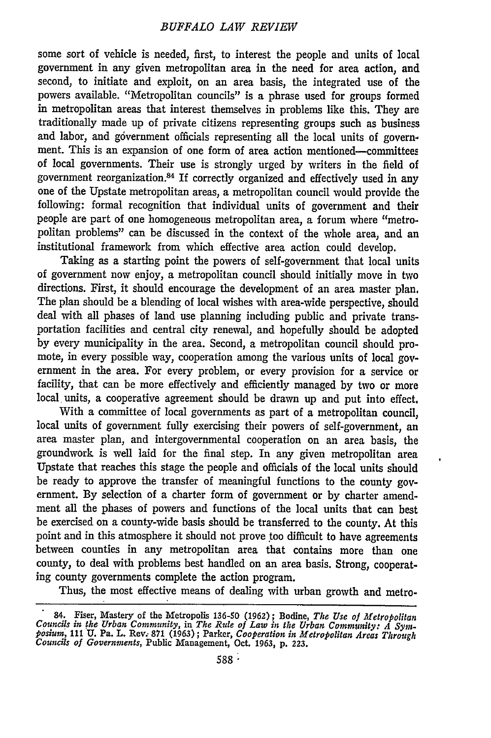some sort of vehicle is needed, first, to interest the people and units of local government in any given metropolitan area in the need for area action, and second, to initiate and exploit, on an area basis, the integrated use of the powers available. "Metropolitan councils" is a phrase used for groups formed in metropolitan areas that interest themselves in problems like this. They are traditionally made up of private citizens representing groups such as business and labor, and government officials representing all the local units of government. This is an expansion of one form of area action mentioned—committees of local governments. Their use is strongly urged by writers in the field of government reorganization.[84] If correctly organized and effectively used in any one of the Upstate metropolitan areas, a metropolitan council would provide the following: formal recognition that individual units of government and their people are part of one homogeneous metropolitan area, a forum where "metropolitan problems" can be discussed in the context of the whole area, and an institutional framework from which effective area action could develop.

Taking as a starting point the powers of self-government that local units of government now enjoy, a metropolitan council should initially move in two directions. First, it should encourage the development of an area master plan. The plan should be a blending of local wishes with area-wide perspective, should deal with all phases of land use planning including public and private transportation facilities and central city renewal, and hopefully should be adopted by every municipality in the area. Second, a metropolitan council should promote, in every possible way, cooperation among the various units of local government in the area. For every problem, or every provision for a service or facility, that can be more effectively and efficiently managed by two or more local units, a cooperative agreement should be drawn up and put into effect.

With a committee of local governments as part of a metropolitan council, local units of government fully exercising their powers of self-government, an area master plan, and intergovernmental cooperation on an area basis, the groundwork is well laid for the final step. In any given metropolitan area Upstate that reaches this stage the people and officials of the local units should be ready to approve the transfer of meaningful functions to the county government. By selection of a charter form of government or by charter amendment all the phases of powers and functions of the local units that can best be exercised on a county-wide basis should be transferred to the county. At this point and in this atmosphere it should not prove too difficult to have agreements between counties in any metropolitan area that contains more than one county, to deal with problems best handled on an area basis. Strong, cooperating county governments complete the action program.

Thus, the most effective means of dealing with urban growth and metro-

---

84. Fiser, Mastery of the Metropolis 136-50 (1962); Bodine, *The Use of Metropolitan Councils in the Urban Community*, in *The Rule of Law in the Urban Community: A Symposium*, 111 U. Pa. L. Rev. 871 (1963); Parker, *Cooperation in Metropolitan Areas Through Councils of Governments*, Public Management, Oct. 1963, p. 223.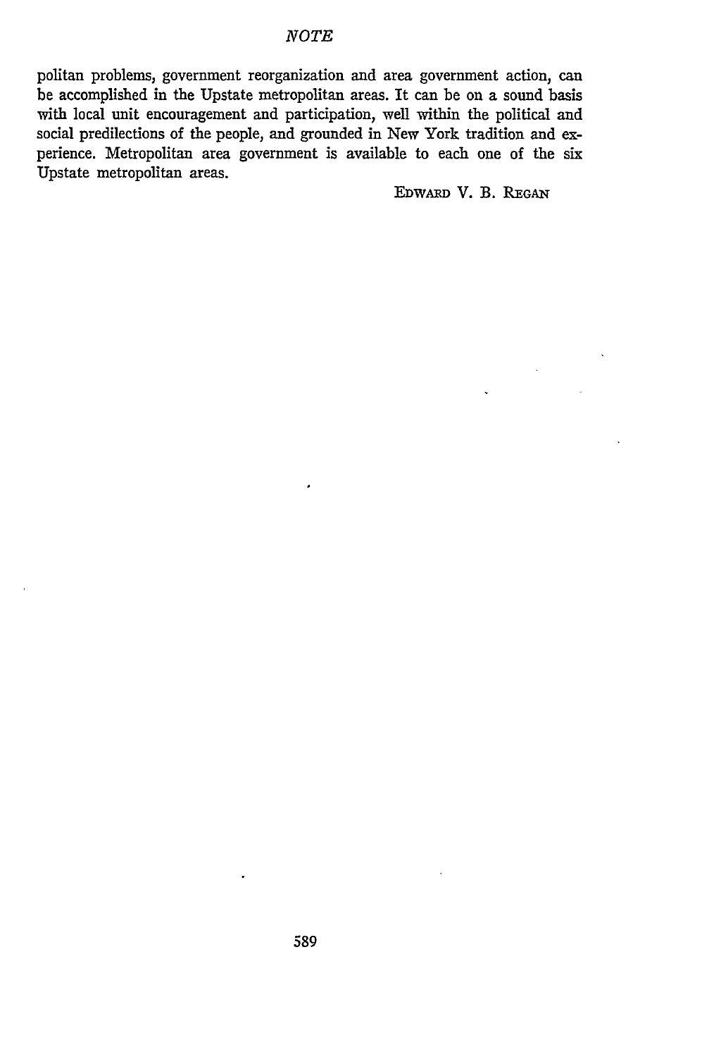politan problems, government reorganization and area government action, can be accomplished in the Upstate metropolitan areas. It can be on a sound basis with local unit encouragement and participation, well within the political and social predilections of the people, and grounded in New York tradition and experience. Metropolitan area government is available to each one of the six Upstate metropolitan areas.

EDWARD V. B. REGAN